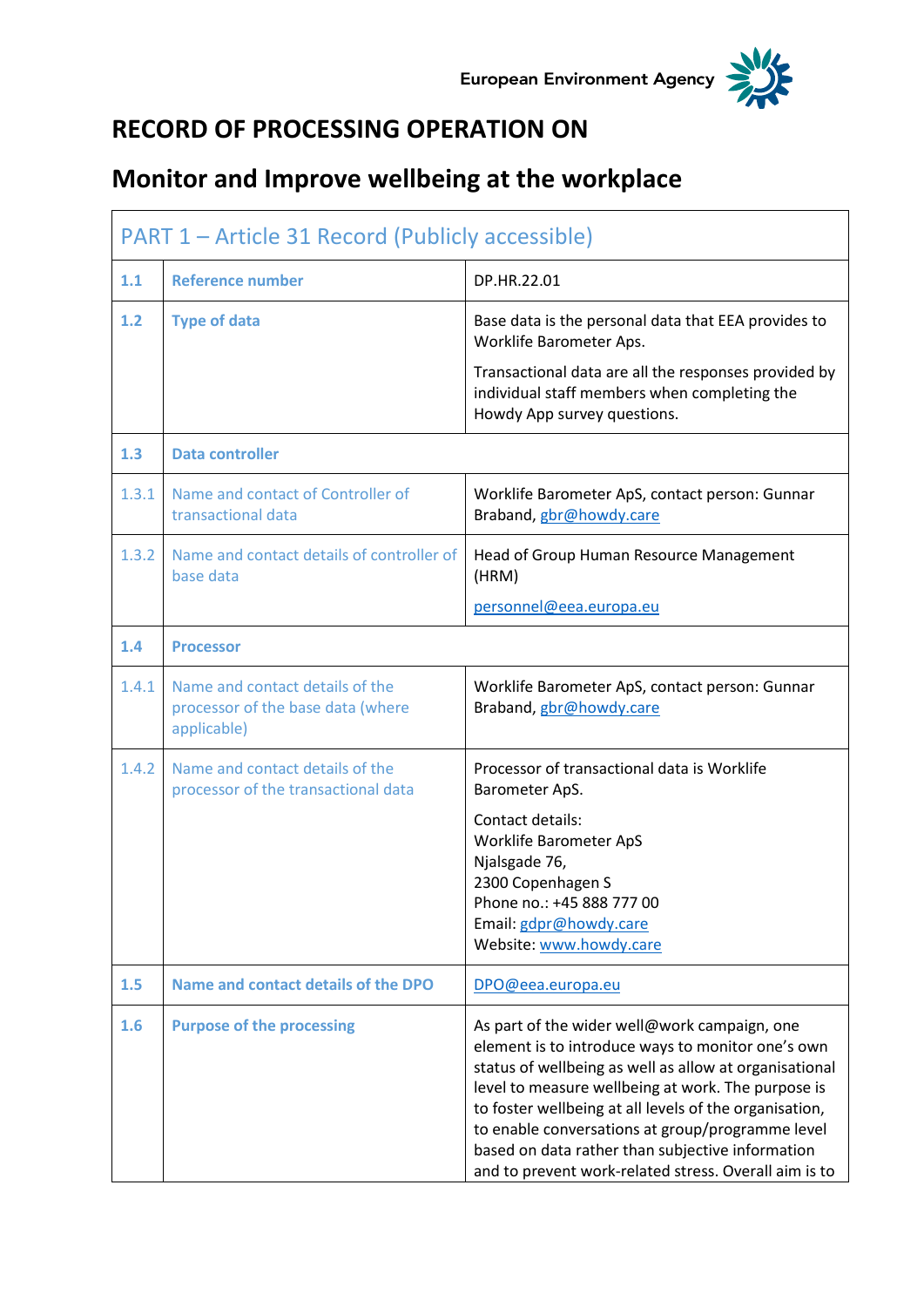European Environment Agency

# RECORD OF PROCESSING OPERATION ON

# Monitor and Improve wellbeing at the workplace

| PART 1 – Article 31 Record (Publicly accessible) | | |
|---|---|---|
| **1.1** | **Reference number** | DP.HR.22.01 |
| **1.2** | **Type of data** | Base data is the personal data that EEA provides to Worklife Barometer Aps.<br><br>Transactional data are all the responses provided by individual staff members when completing the Howdy App survey questions. |
| **1.3** | **Data controller** | |
| 1.3.1 | Name and contact of Controller of transactional data | Worklife Barometer ApS, contact person: Gunnar Braband, gbr@howdy.care |
| 1.3.2 | Name and contact details of controller of base data | Head of Group Human Resource Management (HRM)<br><br>personnel@eea.europa.eu |
| **1.4** | **Processor** | |
| 1.4.1 | Name and contact details of the processor of the base data (where applicable) | Worklife Barometer ApS, contact person: Gunnar Braband, gbr@howdy.care |
| 1.4.2 | Name and contact details of the processor of the transactional data | Processor of transactional data is Worklife Barometer ApS.<br><br>Contact details:<br>Worklife Barometer ApS<br>Njalsgade 76,<br>2300 Copenhagen S<br>Phone no.: +45 888 777 00<br>Email: gdpr@howdy.care<br>Website: www.howdy.care |
| **1.5** | **Name and contact details of the DPO** | DPO@eea.europa.eu |
| **1.6** | **Purpose of the processing** | As part of the wider well@work campaign, one element is to introduce ways to monitor one's own status of wellbeing as well as allow at organisational level to measure wellbeing at work. The purpose is to foster wellbeing at all levels of the organisation, to enable conversations at group/programme level based on data rather than subjective information and to prevent work-related stress. Overall aim is to |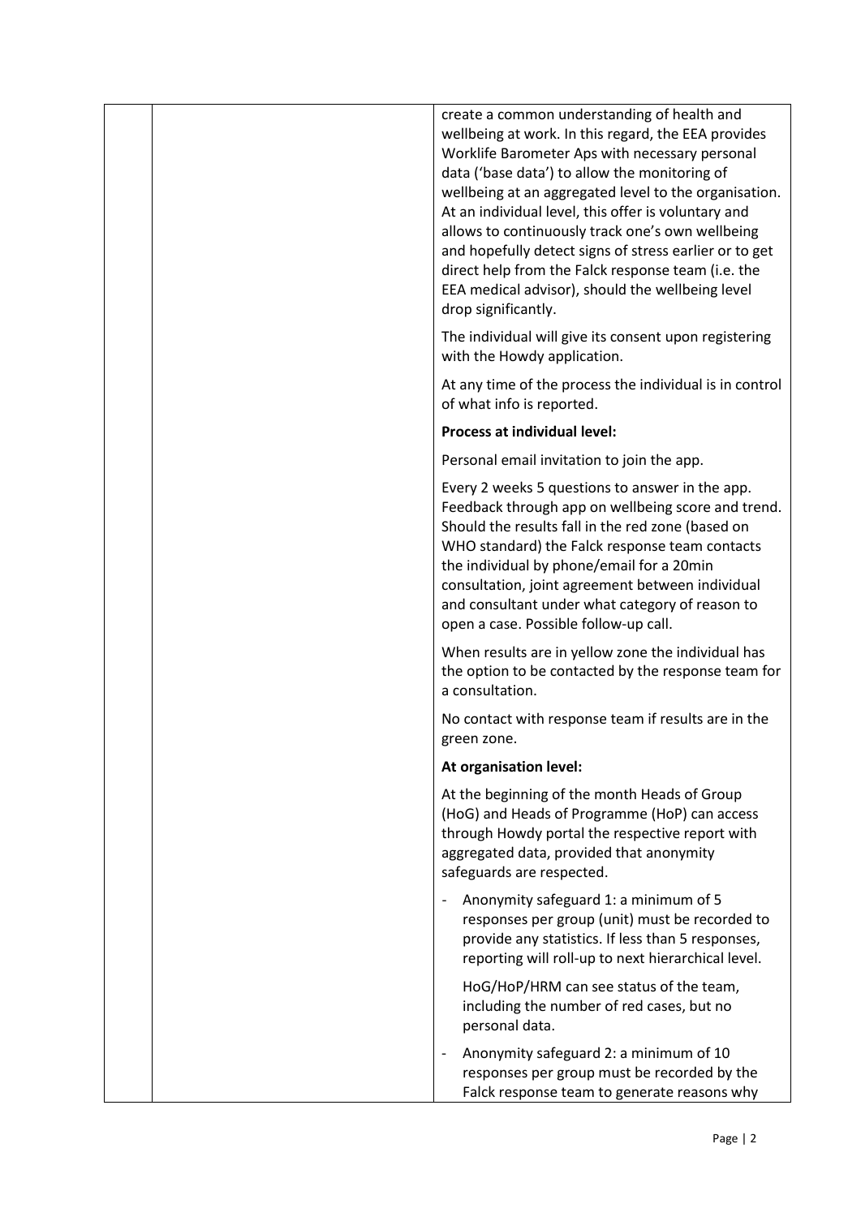| | | |
|---|---|---|
| | | create a common understanding of health and wellbeing at work. In this regard, the EEA provides Worklife Barometer Aps with necessary personal data ('base data') to allow the monitoring of wellbeing at an aggregated level to the organisation. At an individual level, this offer is voluntary and allows to continuously track one's own wellbeing and hopefully detect signs of stress earlier or to get direct help from the Falck response team (i.e. the EEA medical advisor), should the wellbeing level drop significantly.<br><br>The individual will give its consent upon registering with the Howdy application.<br><br>At any time of the process the individual is in control of what info is reported.<br><br>**Process at individual level:**<br><br>Personal email invitation to join the app.<br><br>Every 2 weeks 5 questions to answer in the app. Feedback through app on wellbeing score and trend. Should the results fall in the red zone (based on WHO standard) the Falck response team contacts the individual by phone/email for a 20min consultation, joint agreement between individual and consultant under what category of reason to open a case. Possible follow-up call.<br><br>When results are in yellow zone the individual has the option to be contacted by the response team for a consultation.<br><br>No contact with response team if results are in the green zone.<br><br>**At organisation level:**<br><br>At the beginning of the month Heads of Group (HoG) and Heads of Programme (HoP) can access through Howdy portal the respective report with aggregated data, provided that anonymity safeguards are respected.<br><br>- Anonymity safeguard 1: a minimum of 5 responses per group (unit) must be recorded to provide any statistics. If less than 5 responses, reporting will roll-up to next hierarchical level.<br><br>HoG/HoP/HRM can see status of the team, including the number of red cases, but no personal data.<br><br>- Anonymity safeguard 2: a minimum of 10 responses per group must be recorded by the Falck response team to generate reasons why |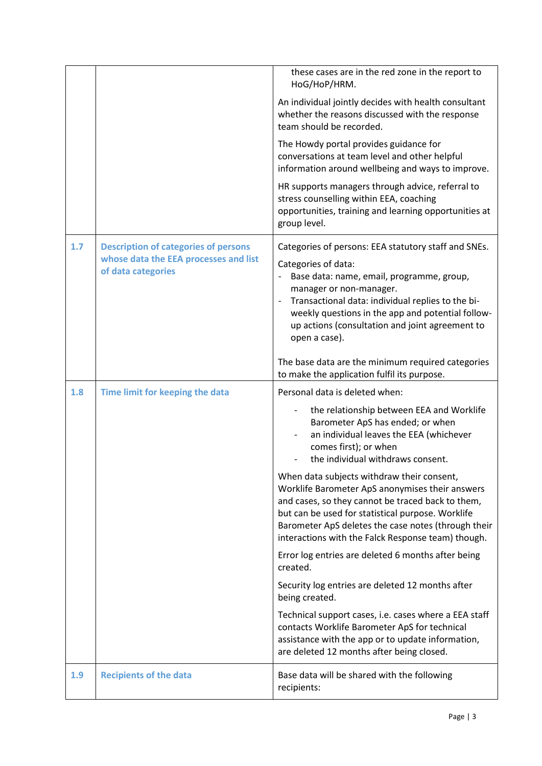|  |  |  |
|---|---|---|
|  |  | these cases are in the red zone in the report to HoG/HoP/HRM.<br><br>An individual jointly decides with health consultant whether the reasons discussed with the response team should be recorded.<br><br>The Howdy portal provides guidance for conversations at team level and other helpful information around wellbeing and ways to improve.<br><br>HR supports managers through advice, referral to stress counselling within EEA, coaching opportunities, training and learning opportunities at group level. |
| **1.7** | **Description of categories of persons whose data the EEA processes and list of data categories** | Categories of persons: EEA statutory staff and SNEs.<br><br>Categories of data:<br>- Base data: name, email, programme, group, manager or non-manager.<br>- Transactional data: individual replies to the bi-weekly questions in the app and potential follow-up actions (consultation and joint agreement to open a case).<br><br>The base data are the minimum required categories to make the application fulfil its purpose. |
| **1.8** | **Time limit for keeping the data** | Personal data is deleted when:<br>- the relationship between EEA and Worklife Barometer ApS has ended; or when<br>- an individual leaves the EEA (whichever comes first); or when<br>- the individual withdraws consent.<br><br>When data subjects withdraw their consent, Worklife Barometer ApS anonymises their answers and cases, so they cannot be traced back to them, but can be used for statistical purpose. Worklife Barometer ApS deletes the case notes (through their interactions with the Falck Response team) though.<br><br>Error log entries are deleted 6 months after being created.<br><br>Security log entries are deleted 12 months after being created.<br><br>Technical support cases, i.e. cases where a EEA staff contacts Worklife Barometer ApS for technical assistance with the app or to update information, are deleted 12 months after being closed. |
| **1.9** | **Recipients of the data** | Base data will be shared with the following recipients: |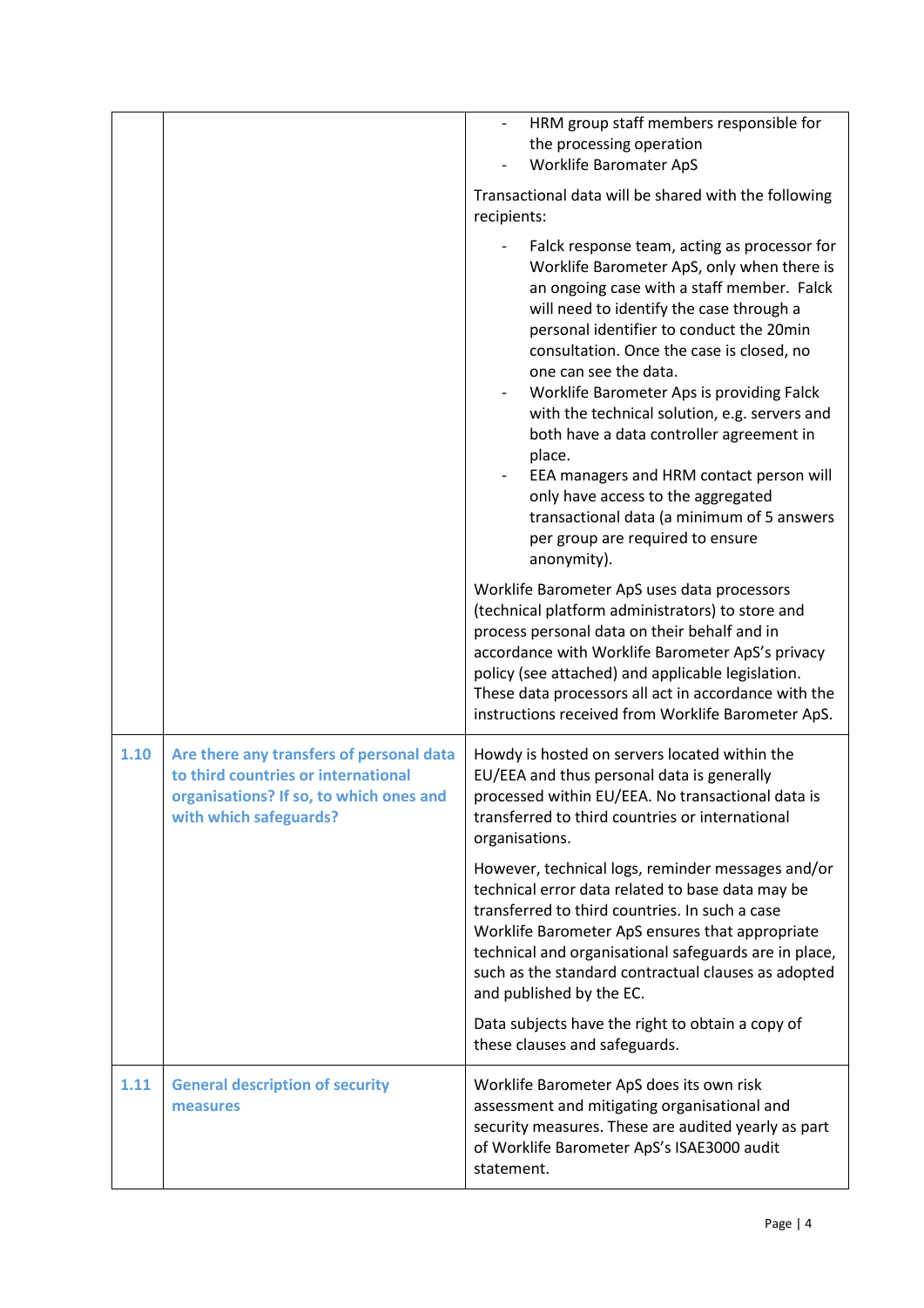| | | |
|---|---|---|
| | | - HRM group staff members responsible for the processing operation<br>- Worklife Baromater ApS<br><br>Transactional data will be shared with the following recipients:<br><br>- Falck response team, acting as processor for Worklife Barometer ApS, only when there is an ongoing case with a staff member. Falck will need to identify the case through a personal identifier to conduct the 20min consultation. Once the case is closed, no one can see the data.<br>- Worklife Barometer Aps is providing Falck with the technical solution, e.g. servers and both have a data controller agreement in place.<br>- EEA managers and HRM contact person will only have access to the aggregated transactional data (a minimum of 5 answers per group are required to ensure anonymity).<br><br>Worklife Barometer ApS uses data processors (technical platform administrators) to store and process personal data on their behalf and in accordance with Worklife Barometer ApS's privacy policy (see attached) and applicable legislation. These data processors all act in accordance with the instructions received from Worklife Barometer ApS. |
| **1.10** | **Are there any transfers of personal data to third countries or international organisations? If so, to which ones and with which safeguards?** | Howdy is hosted on servers located within the EU/EEA and thus personal data is generally processed within EU/EEA. No transactional data is transferred to third countries or international organisations.<br><br>However, technical logs, reminder messages and/or technical error data related to base data may be transferred to third countries. In such a case Worklife Barometer ApS ensures that appropriate technical and organisational safeguards are in place, such as the standard contractual clauses as adopted and published by the EC.<br><br>Data subjects have the right to obtain a copy of these clauses and safeguards. |
| **1.11** | **General description of security measures** | Worklife Barometer ApS does its own risk assessment and mitigating organisational and security measures. These are audited yearly as part of Worklife Barometer ApS's ISAE3000 audit statement. |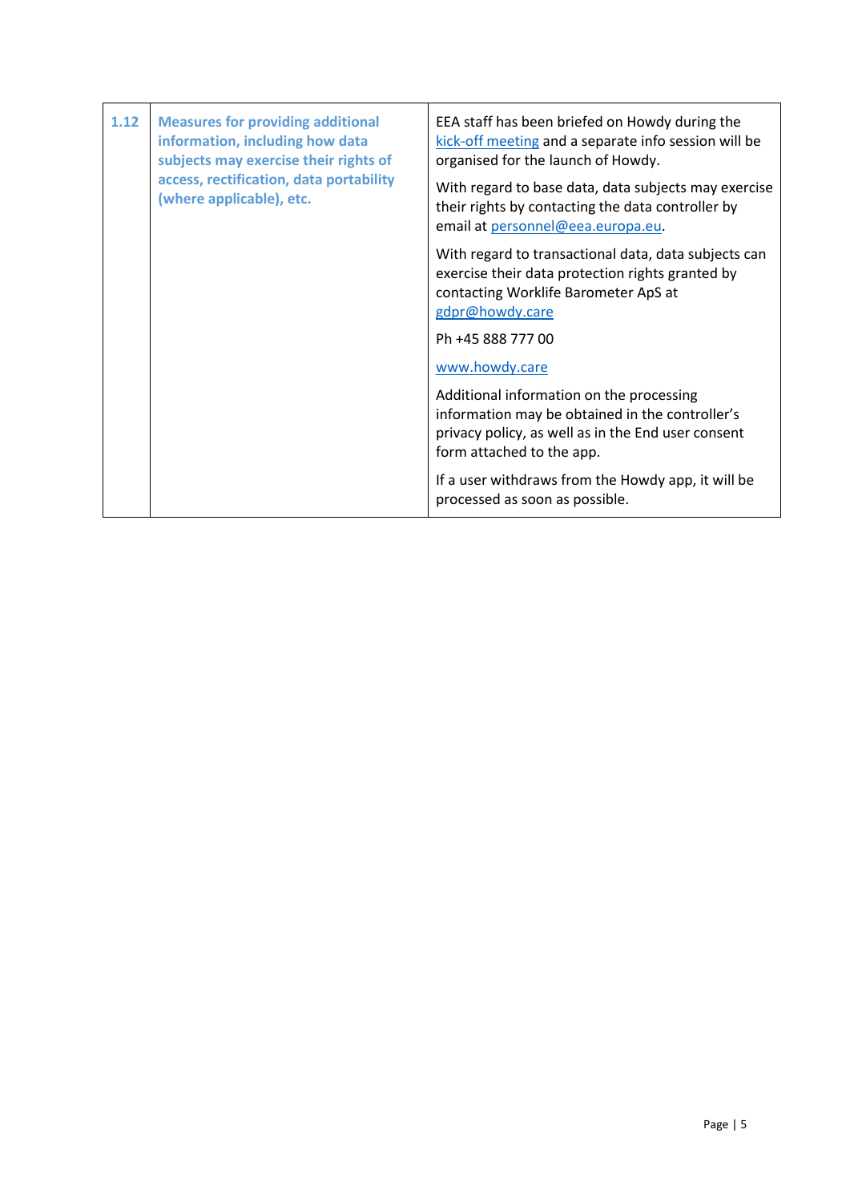| | | |
|---|---|---|
| **1.12** | **Measures for providing additional information, including how data subjects may exercise their rights of access, rectification, data portability (where applicable), etc.** | EEA staff has been briefed on Howdy during the kick-off meeting and a separate info session will be organised for the launch of Howdy.<br><br>With regard to base data, data subjects may exercise their rights by contacting the data controller by email at personnel@eea.europa.eu.<br><br>With regard to transactional data, data subjects can exercise their data protection rights granted by contacting Worklife Barometer ApS at gdpr@howdy.care<br><br>Ph +45 888 777 00<br><br>www.howdy.care<br><br>Additional information on the processing information may be obtained in the controller's privacy policy, as well as in the End user consent form attached to the app.<br><br>If a user withdraws from the Howdy app, it will be processed as soon as possible. |